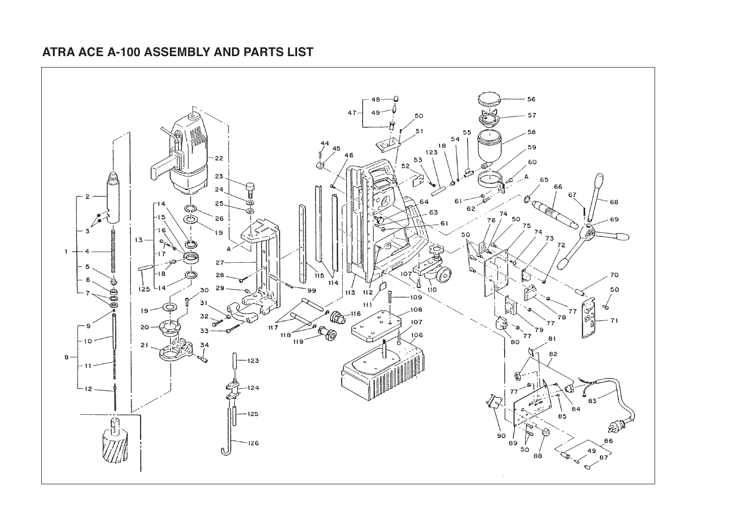# ATRA ACE A-100 ASSEMBLY AND PARTS LIST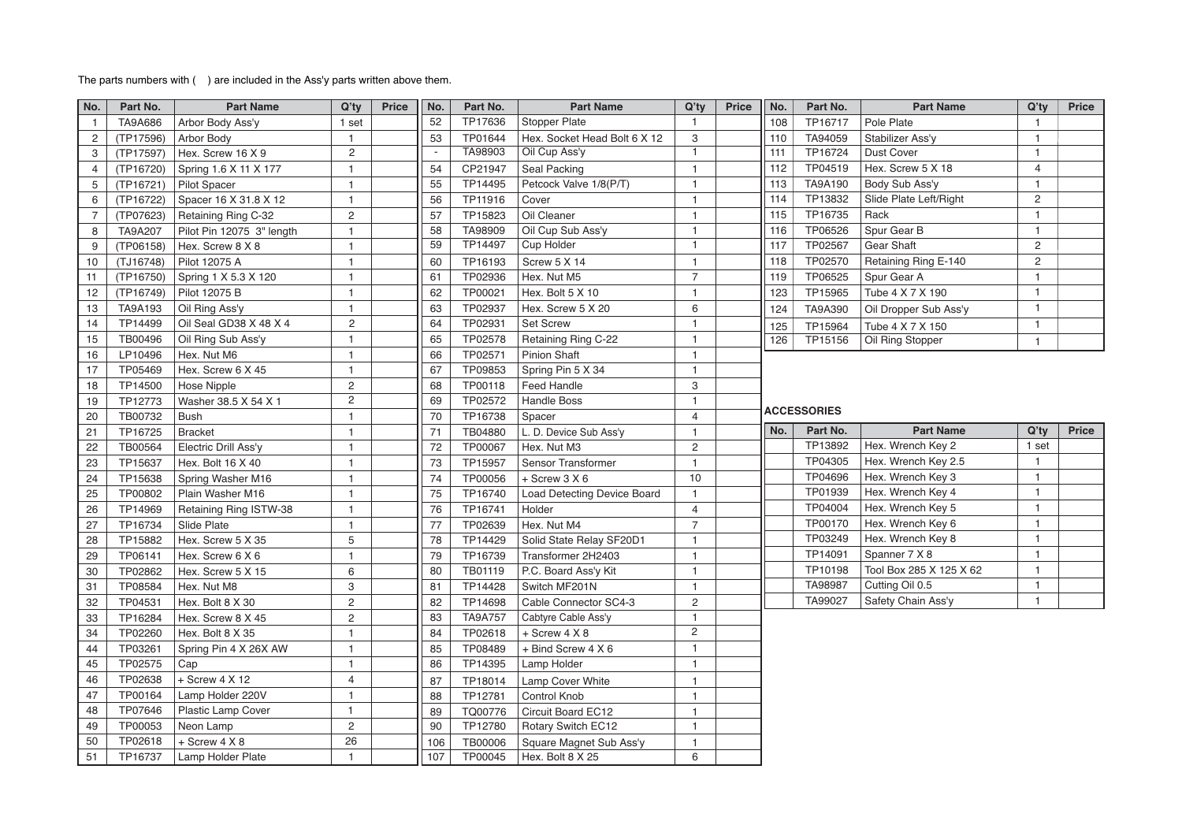The parts numbers with ( ) are included in the Ass'y parts written above them.

| No. | Part No. | Part Name | Q'ty | Price |
|---|---|---|---|---|
| 1 | TA9A686 | Arbor Body Ass'y | 1 set | |
| 2 | (TP17596) | Arbor Body | 1 | |
| 3 | (TP17597) | Hex. Screw 16 X 9 | 2 | |
| 4 | (TP16720) | Spring 1.6 X 11 X 177 | 1 | |
| 5 | (TP16721) | Pilot Spacer | 1 | |
| 6 | (TP16722) | Spacer 16 X 31.8 X 12 | 1 | |
| 7 | (TP07623) | Retaining Ring C-32 | 2 | |
| 8 | TA9A207 | Pilot Pin 12075 3" length | 1 | |
| 9 | (TP06158) | Hex. Screw 8 X 8 | 1 | |
| 10 | (TJ16748) | Pilot 12075 A | 1 | |
| 11 | (TP16750) | Spring 1 X 5.3 X 120 | 1 | |
| 12 | (TP16749) | Pilot 12075 B | 1 | |
| 13 | TA9A193 | Oil Ring Ass'y | 1 | |
| 14 | TP14499 | Oil Seal GD38 X 48 X 4 | 2 | |
| 15 | TB00496 | Oil Ring Sub Ass'y | 1 | |
| 16 | LP10496 | Hex. Nut M6 | 1 | |
| 17 | TP05469 | Hex. Screw 6 X 45 | 1 | |
| 18 | TP14500 | Hose Nipple | 2 | |
| 19 | TP12773 | Washer 38.5 X 54 X 1 | 2 | |
| 20 | TB00732 | Bush | 1 | |
| 21 | TP16725 | Bracket | 1 | |
| 22 | TB00564 | Electric Drill Ass'y | 1 | |
| 23 | TP15637 | Hex. Bolt 16 X 40 | 1 | |
| 24 | TP15638 | Spring Washer M16 | 1 | |
| 25 | TP00802 | Plain Washer M16 | 1 | |
| 26 | TP14969 | Retaining Ring ISTW-38 | 1 | |
| 27 | TP16734 | Slide Plate | 1 | |
| 28 | TP15882 | Hex. Screw 5 X 35 | 5 | |
| 29 | TP06141 | Hex. Screw 6 X 6 | 1 | |
| 30 | TP02862 | Hex. Screw 5 X 15 | 6 | |
| 31 | TP08584 | Hex. Nut M8 | 3 | |
| 32 | TP04531 | Hex. Bolt 8 X 30 | 2 | |
| 33 | TP16284 | Hex. Screw 8 X 45 | 2 | |
| 34 | TP02260 | Hex. Bolt 8 X 35 | 1 | |
| 44 | TP03261 | Spring Pin 4 X 26X AW | 1 | |
| 45 | TP02575 | Cap | 1 | |
| 46 | TP02638 | + Screw 4 X 12 | 4 | |
| 47 | TP00164 | Lamp Holder 220V | 1 | |
| 48 | TP07646 | Plastic Lamp Cover | 1 | |
| 49 | TP00053 | Neon Lamp | 2 | |
| 50 | TP02618 | + Screw 4 X 8 | 26 | |
| 51 | TP16737 | Lamp Holder Plate | 1 | |
| 52 | TP17636 | Stopper Plate | 1 | |
| 53 | TP01644 | Hex. Socket Head Bolt 6 X 12 | 3 | |
| - | TA98903 | Oil Cup Ass'y | 1 | |
| 54 | CP21947 | Seal Packing | 1 | |
| 55 | TP14495 | Petcock Valve 1/8(P/T) | 1 | |
| 56 | TP11916 | Cover | 1 | |
| 57 | TP15823 | Oil Cleaner | 1 | |
| 58 | TA98909 | Oil Cup Sub Ass'y | 1 | |
| 59 | TP14497 | Cup Holder | 1 | |
| 60 | TP16193 | Screw 5 X 14 | 1 | |
| 61 | TP02936 | Hex. Nut M5 | 7 | |
| 62 | TP00021 | Hex. Bolt 5 X 10 | 1 | |
| 63 | TP02937 | Hex. Screw 5 X 20 | 6 | |
| 64 | TP02931 | Set Screw | 1 | |
| 65 | TP02578 | Retaining Ring C-22 | 1 | |
| 66 | TP02571 | Pinion Shaft | 1 | |
| 67 | TP09853 | Spring Pin 5 X 34 | 1 | |
| 68 | TP00118 | Feed Handle | 3 | |
| 69 | TP02572 | Handle Boss | 1 | |
| 70 | TP16738 | Spacer | 4 | |
| 71 | TB04880 | L. D. Device Sub Ass'y | 1 | |
| 72 | TP00067 | Hex. Nut M3 | 2 | |
| 73 | TP15957 | Sensor Transformer | 1 | |
| 74 | TP00056 | + Screw 3 X 6 | 10 | |
| 75 | TP16740 | Load Detecting Device Board | 1 | |
| 76 | TP16741 | Holder | 4 | |
| 77 | TP02639 | Hex. Nut M4 | 7 | |
| 78 | TP14429 | Solid State Relay SF20D1 | 1 | |
| 79 | TP16739 | Transformer 2H2403 | 1 | |
| 80 | TB01119 | P.C. Board Ass'y Kit | 1 | |
| 81 | TP14428 | Switch MF201N | 1 | |
| 82 | TP14698 | Cable Connector SC4-3 | 2 | |
| 83 | TA9A757 | Cabtyre Cable Ass'y | 1 | |
| 84 | TP02618 | + Screw 4 X 8 | 2 | |
| 85 | TP08489 | + Bind Screw 4 X 6 | 1 | |
| 86 | TP14395 | Lamp Holder | 1 | |
| 87 | TP18014 | Lamp Cover White | 1 | |
| 88 | TP12781 | Control Knob | 1 | |
| 89 | TQ00776 | Circuit Board EC12 | 1 | |
| 90 | TP12780 | Rotary Switch EC12 | 1 | |
| 106 | TB00006 | Square Magnet Sub Ass'y | 1 | |
| 107 | TP00045 | Hex. Bolt 8 X 25 | 6 | |
| 108 | TP16717 | Pole Plate | 1 | |
| 110 | TA94059 | Stabilizer Ass'y | 1 | |
| 111 | TP16724 | Dust Cover | 1 | |
| 112 | TP04519 | Hex. Screw 5 X 18 | 4 | |
| 113 | TA9A190 | Body Sub Ass'y | 1 | |
| 114 | TP13832 | Slide Plate Left/Right | 2 | |
| 115 | TP16735 | Rack | 1 | |
| 116 | TP06526 | Spur Gear B | 1 | |
| 117 | TP02567 | Gear Shaft | 2 | |
| 118 | TP02570 | Retaining Ring E-140 | 2 | |
| 119 | TP06525 | Spur Gear A | 1 | |
| 123 | TP15965 | Tube 4 X 7 X 190 | 1 | |
| 124 | TA9A390 | Oil Dropper Sub Ass'y | 1 | |
| 125 | TP15964 | Tube 4 X 7 X 150 | 1 | |
| 126 | TP15156 | Oil Ring Stopper | 1 | |

**ACCESSORIES**

| No. | Part No. | Part Name | Q'ty | Price |
|---|---|---|---|---|
| | TP13892 | Hex. Wrench Key 2 | 1 set | |
| | TP04305 | Hex. Wrench Key 2.5 | 1 | |
| | TP04696 | Hex. Wrench Key 3 | 1 | |
| | TP01939 | Hex. Wrench Key 4 | 1 | |
| | TP04004 | Hex. Wrench Key 5 | 1 | |
| | TP00170 | Hex. Wrench Key 6 | 1 | |
| | TP03249 | Hex. Wrench Key 8 | 1 | |
| | TP14091 | Spanner 7 X 8 | 1 | |
| | TP10198 | Tool Box 285 X 125 X 62 | 1 | |
| | TA98987 | Cutting Oil 0.5 | 1 | |
| | TA99027 | Safety Chain Ass'y | 1 | |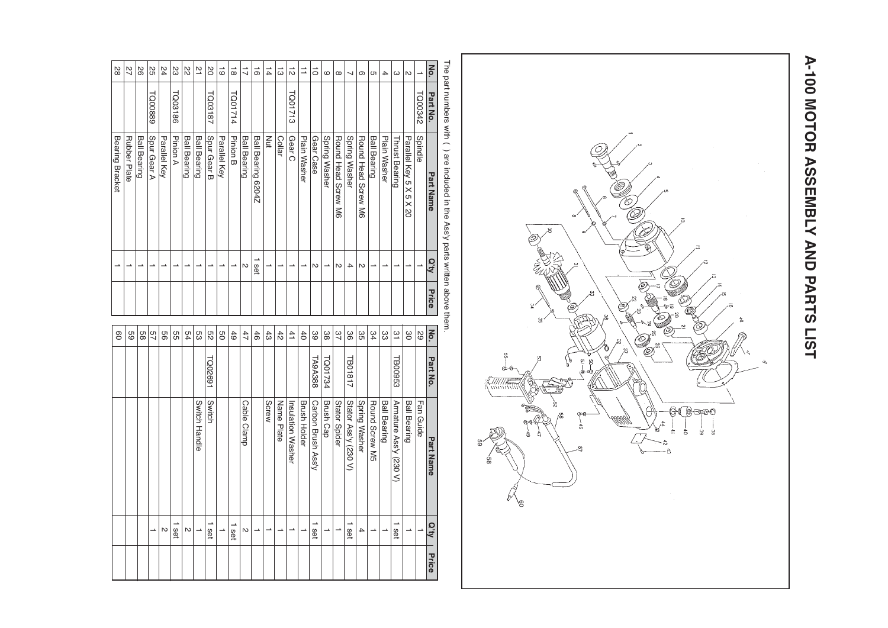# A-100 MOTOR ASSEMBLY AND PARTS LIST

The part numbers with ( ) are included in the Ass'y parts written above them.

| No. | Part No. | Part Name | Q'ty | Price |
|---|---|---|---|---|
| 1 | TQ00342 | Spindle | 1 | |
| 2 | | Parallel Key 5 X 5 X 20 | 1 | |
| 3 | | Thrust Bearing | 1 | |
| 4 | | Plain Washer | 1 | |
| 5 | | Ball Bearing | 1 | |
| 6 | | Round Head Screw M6 | 2 | |
| 7 | | Spring Washer | 4 | |
| 8 | | Round Head Screw M6 | 2 | |
| 9 | | Spring Washer | 1 | |
| 10 | | Gear Case | 2 | |
| 11 | | Plain Washer | 1 | |
| 12 | TQ01713 | Gear C | 1 | |
| 13 | | Collar | 1 | |
| 14 | | Nut | 1 | |
| 16 | | Ball Bearing 6204Z | 1 set | |
| 17 | | Ball Bearing | 2 | |
| 18 | TQ01714 | Pinion B | 1 | |
| 19 | | Parallel Key | 1 | |
| 20 | TQ03187 | Spur Gear B | 1 | |
| 21 | | Ball Bearing | 1 | |
| 22 | | Ball Bearing | 1 | |
| 23 | TQ03186 | Pinion A | 1 | |
| 24 | | Parallel Key | 1 | |
| 25 | TQ00889 | Spur Gear A | 1 | |
| 26 | | Ball Bearing | 1 | |
| 27 | | Rubber Plate | 1 | |
| 28 | | Bearing Bracket | 1 | |

| No. | Part No. | Part Name | Q'ty | Price |
|---|---|---|---|---|
| 29 | | Fan Guide | 1 | |
| 30 | | Ball Bearing | 1 | |
| 31 | TB00953 | Armature Ass'y (230 V) | 1 set | |
| 33 | | Ball Bearing | 1 | |
| 34 | | Round Screw M5 | 1 | |
| 35 | | Spring Washer | 4 | |
| 36 | TB01817 | Stator Ass'y (230 V) | 1 set | |
| 37 | | Stator Spider | 1 | |
| 38 | TQ01734 | Brush Cap | 1 | |
| 39 | TA9A388 | Carbon Brush Ass'y | 1 set | |
| 40 | | Brush Holder | 1 | |
| 41 | | Insulation Washer | 1 | |
| 42 | | Name Plate | 1 | |
| 43 | | Screw | 1 | |
| 46 | | | 1 | |
| 47 | | Cable Clamp | 2 | |
| 49 | | | 1 set | |
| 50 | | | 1 | |
| 52 | TQ02691 | Switch | 1 set | |
| 53 | | Switch Handle | 1 | |
| 54 | | | 2 | |
| 55 | | | 1 set | |
| 56 | | | 2 | |
| 57 | | | 1 | |
| 58 | | | | |
| 59 | | | | |
| 60 | | | | |